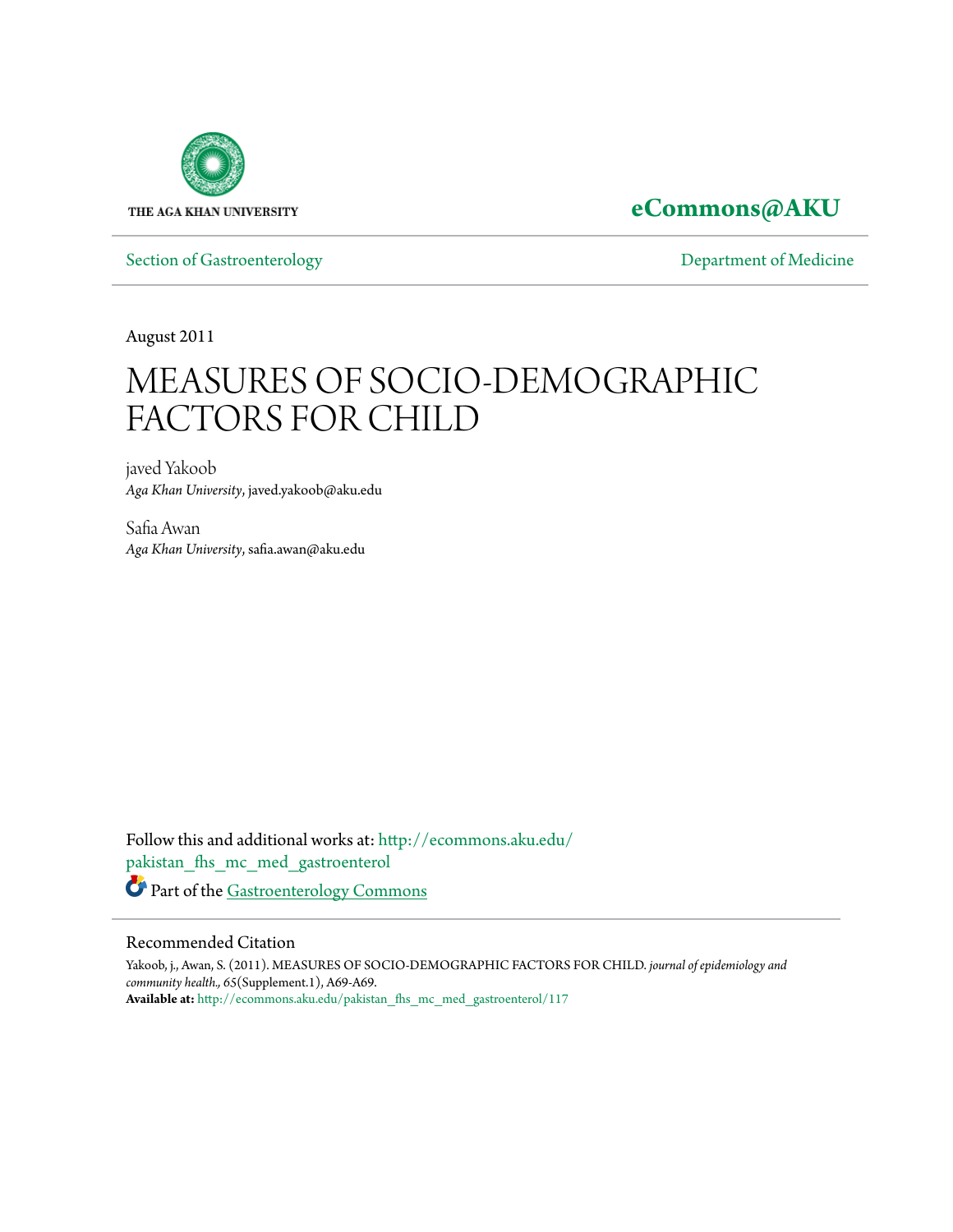THE AGA KHAN UNIVERSITY

**eCommons@AKU**

Section of Gastroenterology

Department of Medicine

August 2011

# MEASURES OF SOCIO-DEMOGRAPHIC FACTORS FOR CHILD

javed Yakoob
*Aga Khan University*, javed.yakoob@aku.edu

Safia Awan
*Aga Khan University*, safia.awan@aku.edu

Follow this and additional works at: http://ecommons.aku.edu/pakistan_fhs_mc_med_gastroenterol

Part of the Gastroenterology Commons

## Recommended Citation

Yakoob, j., Awan, S. (2011). MEASURES OF SOCIO-DEMOGRAPHIC FACTORS FOR CHILD. *journal of epidemiology and community health., 65*(Supplement.1), A69-A69.
**Available at:** http://ecommons.aku.edu/pakistan_fhs_mc_med_gastroenterol/117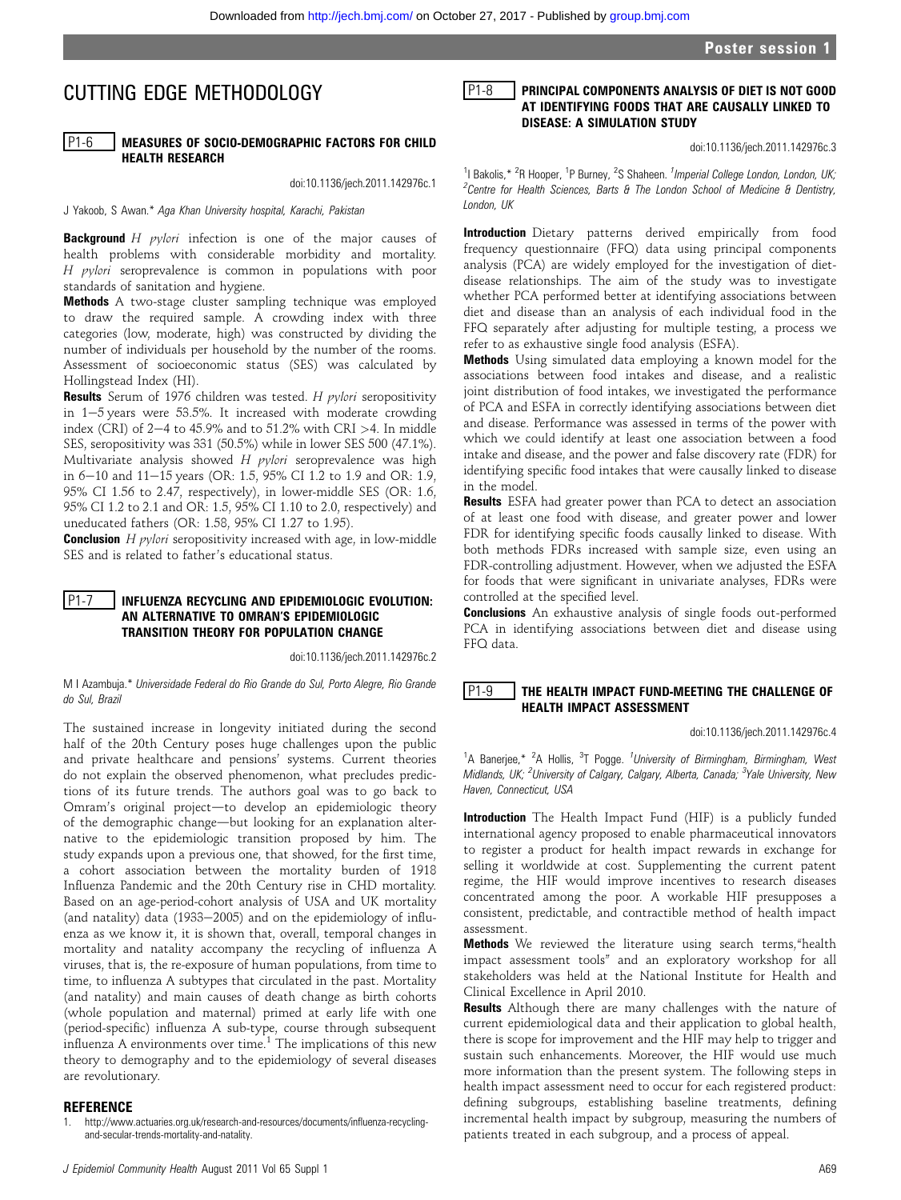## CUTTING EDGE METHODOLOGY

### P1-6 MEASURES OF SOCIO-DEMOGRAPHIC FACTORS FOR CHILD HEALTH RESEARCH

doi:10.1136/jech.2011.142976c.1

J Yakoob, S Awan.* *Aga Khan University hospital, Karachi, Pakistan*

**Background** *H pylori* infection is one of the major causes of health problems with considerable morbidity and mortality. *H pylori* seroprevalence is common in populations with poor standards of sanitation and hygiene.

**Methods** A two-stage cluster sampling technique was employed to draw the required sample. A crowding index with three categories (low, moderate, high) was constructed by dividing the number of individuals per household by the number of the rooms. Assessment of socioeconomic status (SES) was calculated by Hollingstead Index (HI).

**Results** Serum of 1976 children was tested. *H pylori* seropositivity in 1−5 years were 53.5%. It increased with moderate crowding index (CRI) of 2−4 to 45.9% and to 51.2% with CRI >4. In middle SES, seropositivity was 331 (50.5%) while in lower SES 500 (47.1%). Multivariate analysis showed *H pylori* seroprevalence was high in 6−10 and 11−15 years (OR: 1.5, 95% CI 1.2 to 1.9 and OR: 1.9, 95% CI 1.56 to 2.47, respectively), in lower-middle SES (OR: 1.6, 95% CI 1.2 to 2.1 and OR: 1.5, 95% CI 1.10 to 2.0, respectively) and uneducated fathers (OR: 1.58, 95% CI 1.27 to 1.95).

**Conclusion** *H pylori* seropositivity increased with age, in low-middle SES and is related to father's educational status.

### P1-7 INFLUENZA RECYCLING AND EPIDEMIOLOGIC EVOLUTION: AN ALTERNATIVE TO OMRAN'S EPIDEMIOLOGIC TRANSITION THEORY FOR POPULATION CHANGE

doi:10.1136/jech.2011.142976c.2

M I Azambuja.* *Universidade Federal do Rio Grande do Sul, Porto Alegre, Rio Grande do Sul, Brazil*

The sustained increase in longevity initiated during the second half of the 20th Century poses huge challenges upon the public and private healthcare and pensions' systems. Current theories do not explain the observed phenomenon, what precludes predictions of its future trends. The authors goal was to go back to Omram's original project—to develop an epidemiologic theory of the demographic change—but looking for an explanation alternative to the epidemiologic transition proposed by him. The study expands upon a previous one, that showed, for the first time, a cohort association between the mortality burden of 1918 Influenza Pandemic and the 20th Century rise in CHD mortality. Based on an age-period-cohort analysis of USA and UK mortality (and natality) data (1933−2005) and on the epidemiology of influenza as we know it, it is shown that, overall, temporal changes in mortality and natality accompany the recycling of influenza A viruses, that is, the re-exposure of human populations, from time to time, to influenza A subtypes that circulated in the past. Mortality (and natality) and main causes of death change as birth cohorts (whole population and maternal) primed at early life with one (period-specific) influenza A sub-type, course through subsequent influenza A environments over time.[1] The implications of this new theory to demography and to the epidemiology of several diseases are revolutionary.

#### REFERENCE

1. http://www.actuaries.org.uk/research-and-resources/documents/influenza-recycling-and-secular-trends-mortality-and-natality.

### P1-8 PRINCIPAL COMPONENTS ANALYSIS OF DIET IS NOT GOOD AT IDENTIFYING FOODS THAT ARE CAUSALLY LINKED TO DISEASE: A SIMULATION STUDY

doi:10.1136/jech.2011.142976c.3

[1]I Bakolis,* [2]R Hooper, [1]P Burney, [2]S Shaheen. [1]*Imperial College London, London, UK;* [2]*Centre for Health Sciences, Barts & The London School of Medicine & Dentistry, London, UK*

**Introduction** Dietary patterns derived empirically from food frequency questionnaire (FFQ) data using principal components analysis (PCA) are widely employed for the investigation of diet-disease relationships. The aim of the study was to investigate whether PCA performed better at identifying associations between diet and disease than an analysis of each individual food in the FFQ separately after adjusting for multiple testing, a process we refer to as exhaustive single food analysis (ESFA).

**Methods** Using simulated data employing a known model for the associations between food intakes and disease, and a realistic joint distribution of food intakes, we investigated the performance of PCA and ESFA in correctly identifying associations between diet and disease. Performance was assessed in terms of the power with which we could identify at least one association between a food intake and disease, and the power and false discovery rate (FDR) for identifying specific food intakes that were causally linked to disease in the model.

**Results** ESFA had greater power than PCA to detect an association of at least one food with disease, and greater power and lower FDR for identifying specific foods causally linked to disease. With both methods FDRs increased with sample size, even using an FDR-controlling adjustment. However, when we adjusted the ESFA for foods that were significant in univariate analyses, FDRs were controlled at the specified level.

**Conclusions** An exhaustive analysis of single foods out-performed PCA in identifying associations between diet and disease using FFQ data.

### P1-9 THE HEALTH IMPACT FUND-MEETING THE CHALLENGE OF HEALTH IMPACT ASSESSMENT

doi:10.1136/jech.2011.142976c.4

[1]A Banerjee,* [2]A Hollis, [3]T Pogge. [1]*University of Birmingham, Birmingham, West Midlands, UK;* [2]*University of Calgary, Calgary, Alberta, Canada;* [3]*Yale University, New Haven, Connecticut, USA*

**Introduction** The Health Impact Fund (HIF) is a publicly funded international agency proposed to enable pharmaceutical innovators to register a product for health impact rewards in exchange for selling it worldwide at cost. Supplementing the current patent regime, the HIF would improve incentives to research diseases concentrated among the poor. A workable HIF presupposes a consistent, predictable, and contractible method of health impact assessment.

**Methods** We reviewed the literature using search terms,"health impact assessment tools" and an exploratory workshop for all stakeholders was held at the National Institute for Health and Clinical Excellence in April 2010.

**Results** Although there are many challenges with the nature of current epidemiological data and their application to global health, there is scope for improvement and the HIF may help to trigger and sustain such enhancements. Moreover, the HIF would use much more information than the present system. The following steps in health impact assessment need to occur for each registered product: defining subgroups, establishing baseline treatments, defining incremental health impact by subgroup, measuring the numbers of patients treated in each subgroup, and a process of appeal.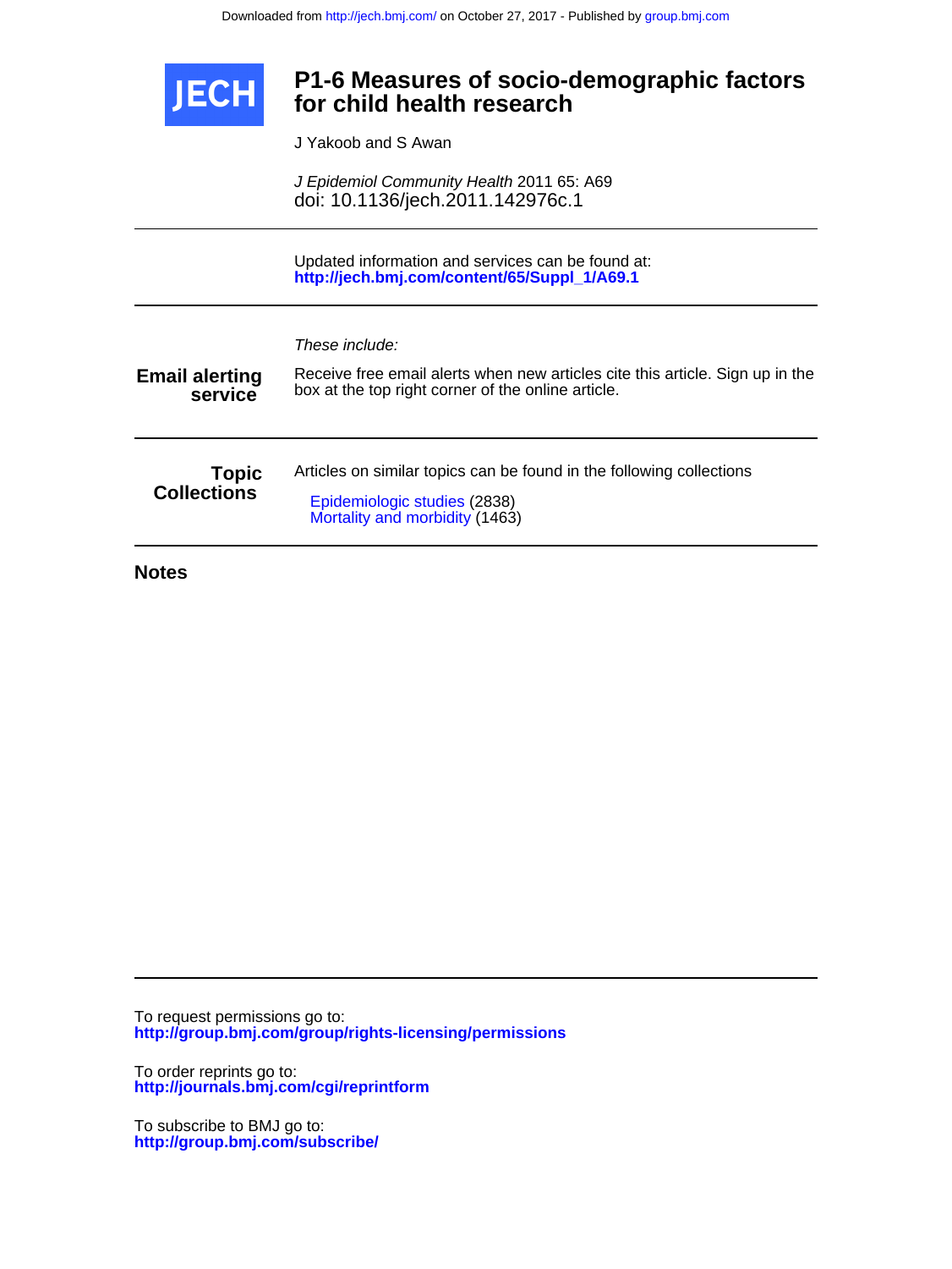Downloaded from http://jech.bmj.com/ on October 27, 2017 - Published by group.bmj.com

JECH

# P1-6 Measures of socio-demographic factors for child health research

J Yakoob and S Awan

*J Epidemiol Community Health* 2011 65: A69
doi: 10.1136/jech.2011.142976c.1

Updated information and services can be found at:
**http://jech.bmj.com/content/65/Suppl_1/A69.1**

*These include:*

**Email alerting service**

Receive free email alerts when new articles cite this article. Sign up in the box at the top right corner of the online article.

**Topic Collections**

Articles on similar topics can be found in the following collections

Epidemiologic studies (2838)
Mortality and morbidity (1463)

## Notes

To request permissions go to:
**http://group.bmj.com/group/rights-licensing/permissions**

To order reprints go to:
**http://journals.bmj.com/cgi/reprintform**

To subscribe to BMJ go to:
**http://group.bmj.com/subscribe/**